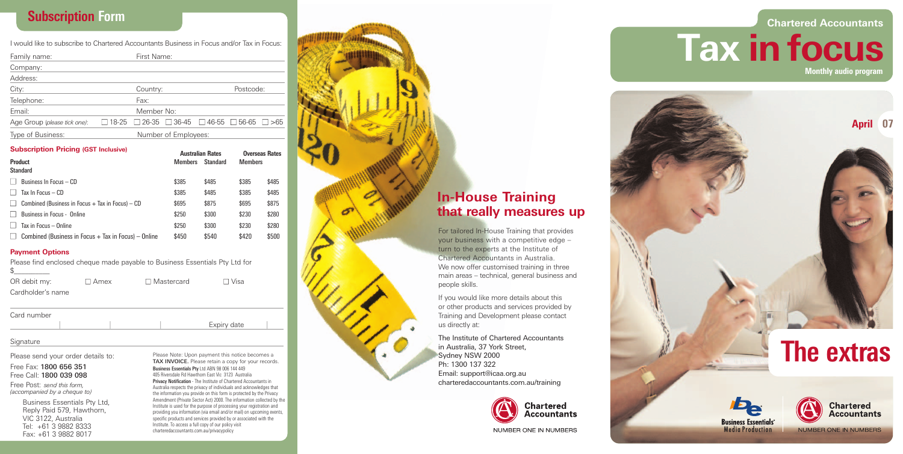## Subscription Form

I would like to subscribe to Chartered Accountants Business in Focus and/or Tax in Focus:

Family name: First Name:

Company:

Address:

City: Country: Postcode:

Telephone: Fax:

Email: Member No:

Age Group (*please tick one*): ☐ 18-25 ☐ 26-35 ☐ 36-45 ☐ 46-55 ☐ 56-65 ☐ >65

Type of Business: Number of Employees:

### Subscription Pricing (GST Inclusive)

| Product | Australian Rates | | Overseas Rates | |
|---|---|---|---|---|
| | Members | Standard | Members | Standard |
| ☐ Business In Focus – CD | $385 | $485 | $385 | $485 |
| ☐ Tax In Focus – CD | $385 | $485 | $385 | $485 |
| ☐ Combined (Business in Focus + Tax in Focus) – CD | $695 | $875 | $695 | $875 |
| ☐ Business in Focus - Online | $250 | $300 | $230 | $280 |
| ☐ Tax in Focus – Online | $250 | $300 | $230 | $280 |
| ☐ Combined (Business in Focus + Tax in Focus) – Online | $450 | $540 | $420 | $500 |

### Payment Options

Please find enclosed cheque made payable to Business Essentials Pty Ltd for $________

OR debit my: ☐ Amex ☐ Mastercard ☐ Visa

Cardholder's name

Card number

Expiry date

Signature

Please send your order details to:

Free Fax: **1800 656 351**
Free Call: **1800 039 098**

Free Post: *send this form, (accompanied by a cheque to)*

Business Essentials Pty Ltd,
Reply Paid 579, Hawthorn,
VIC 3122, Australia
Tel: +61 3 9882 8333
Fax: +61 3 9882 8017

Please Note: Upon payment this notice becomes a **TAX INVOICE.** Please retain a copy for your records.

**Business Essentials Pty** Ltd ABN 98 006 144 449
405 Riversdale Rd Hawthorn East Vic 3123 Australia

**Privacy Notification** - The Institute of Chartered Accountants in Australia respects the privacy of individuals and acknowledges that the information you provide on this form is protected by the Privacy Amendment (Private Sector Act) 2000. The information collected by the Institute is used for the purpose of processing your registration and providing you information (via email and/or mail) on upcoming events, specific products and services provided by or associated with the Institute. To access a full copy of our policy visit charteredaccountants.com.au/privacypolicy

## In-House Training that really measures up

For tailored In-House Training that provides your business with a competitive edge – turn to the experts at the Institute of Chartered Accountants in Australia. We now offer customised training in three main areas – technical, general business and people skills.

If you would like more details about this or other products and services provided by Training and Development please contact us directly at:

The Institute of Chartered Accountants in Australia, 37 York Street, Sydney NSW 2000
Ph: 1300 137 322
Email: support@icaa.org.au
charteredaccountants.com.au/training

Chartered Accountants
NUMBER ONE IN NUMBERS

Chartered Accountants

# Tax in focus

**Monthly audio program**

**April 07**

# The extras

Business Essentials® Media Production

Chartered Accountants
NUMBER ONE IN NUMBERS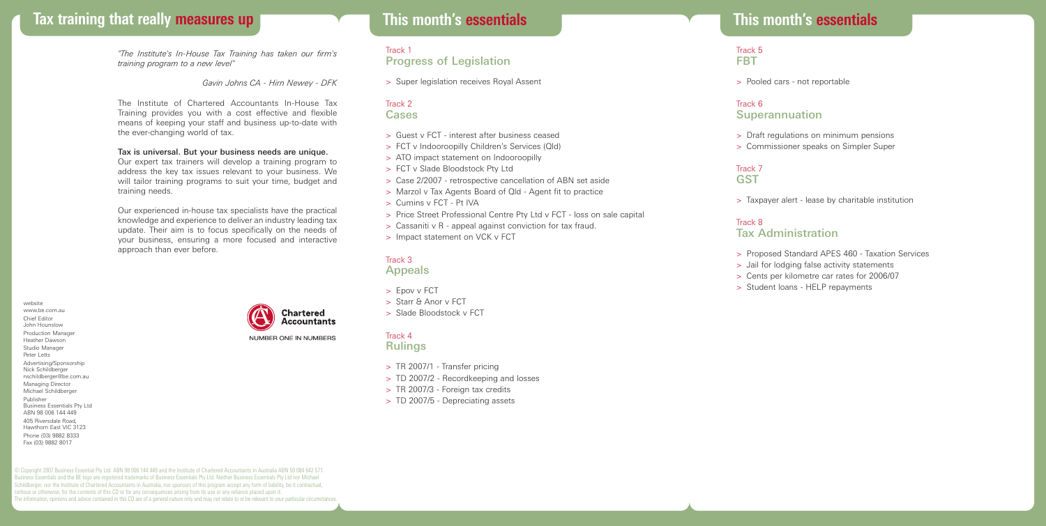# Tax training that really measures up

*"The Institute's In-House Tax Training has taken our firm's training program to a new level"*

*Gavin Johns CA - Hirn Newey - DFK*

The Institute of Chartered Accountants In-House Tax Training provides you with a cost effective and flexible means of keeping your staff and business up-to-date with the ever-changing world of tax.

**Tax is universal. But your business needs are unique.**
Our expert tax trainers will develop a training program to address the key tax issues relevant to your business. We will tailor training programs to suit your time, budget and training needs.

Our experienced in-house tax specialists have the practical knowledge and experience to deliver an industry leading tax update. Their aim is to focus specifically on the needs of your business, ensuring a more focused and interactive approach than ever before.

Chartered Accountants
NUMBER ONE IN NUMBERS

website
www.be.com.au
Chief Editor
John Hounslow
Production Manager
Heather Dawson
Studio Manager
Peter Letts
Advertising/Sponsorship
Nick Schildberger
nschildberger@be.com.au
Managing Director
Michael Schildberger
Publisher
Business Essentials Pty Ltd
ABN 98 006 144 449
405 Riversdale Road,
Hawthorn East VIC 3123
Phone (03) 9882 8333
Fax (03) 9882 8017

© Copyright 2007 Business Essential Pty Ltd ABN 98 006 144 449 and the Institute of Chartered Accountants in Australia ABN 50 084 642 571.
Business Essentials and the BE logo are registered trademarks of Business Essentials Pty Ltd. Neither Business Essentials Pty Ltd nor Michael Schildberger, nor the Institute of Chartered Accountants in Australia, nor sponsors of this program accept any form of liability, be it contractual, tortious or otherwise, for the contents of this CD or for any consequences arising from its use or any reliance placed upon it.
The information, opinions and advice contained in this CD are of a general nature only and may not relate to or be relevant to your particular circumstances.

# This month's essentials

Track 1
## Progress of Legislation

> Super legislation receives Royal Assent

Track 2
## Cases

> Guest v FCT - interest after business ceased
> FCT v Indooroopilly Children's Services (Qld)
> ATO impact statement on Indooroopilly
> FCT v Slade Bloodstock Pty Ltd
> Case 2/2007 - retrospective cancellation of ABN set aside
> Marzol v Tax Agents Board of Qld - Agent fit to practice
> Cumins v FCT - Pt IVA
> Price Street Professional Centre Pty Ltd v FCT - loss on sale capital
> Cassaniti v R - appeal against conviction for tax fraud.
> Impact statement on VCK v FCT

Track 3
## Appeals

> Epov v FCT
> Starr & Anor v FCT
> Slade Bloodstock v FCT

Track 4
## Rulings

> TR 2007/1 - Transfer pricing
> TD 2007/2 - Recordkeeping and losses
> TR 2007/3 - Foreign tax credits
> TD 2007/5 - Depreciating assets

# This month's essentials

Track 5
## FBT

> Pooled cars - not reportable

Track 6
## Superannuation

> Draft regulations on minimum pensions
> Commissioner speaks on Simpler Super

Track 7
## GST

> Taxpayer alert - lease by charitable institution

Track 8
## Tax Administration

> Proposed Standard APES 460 - Taxation Services
> Jail for lodging false activity statements
> Cents per kilometre car rates for 2006/07
> Student loans - HELP repayments